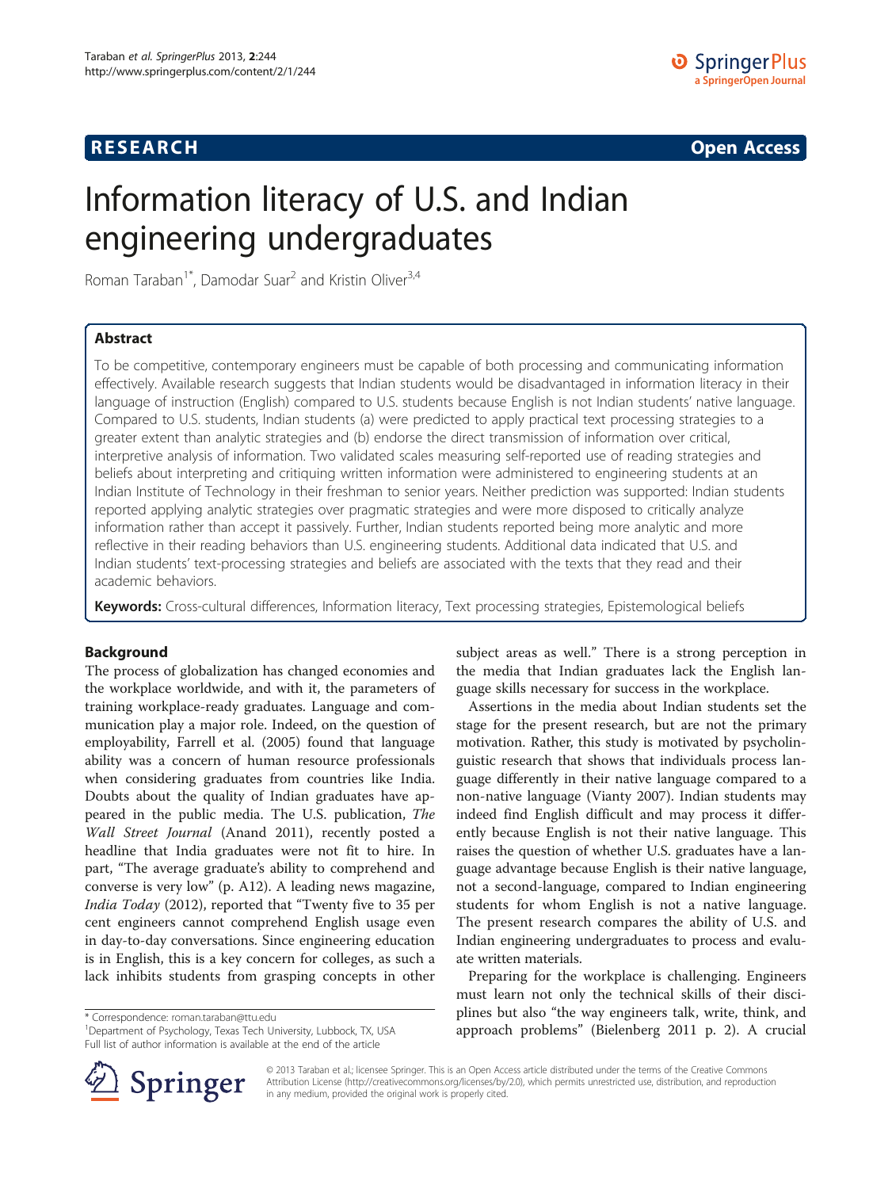**RESEARCH** **Open Access**

# Information literacy of U.S. and Indian engineering undergraduates

Roman Taraban[1*], Damodar Suar[2] and Kristin Oliver[3,4]

## Abstract

To be competitive, contemporary engineers must be capable of both processing and communicating information effectively. Available research suggests that Indian students would be disadvantaged in information literacy in their language of instruction (English) compared to U.S. students because English is not Indian students' native language. Compared to U.S. students, Indian students (a) were predicted to apply practical text processing strategies to a greater extent than analytic strategies and (b) endorse the direct transmission of information over critical, interpretive analysis of information. Two validated scales measuring self-reported use of reading strategies and beliefs about interpreting and critiquing written information were administered to engineering students at an Indian Institute of Technology in their freshman to senior years. Neither prediction was supported: Indian students reported applying analytic strategies over pragmatic strategies and were more disposed to critically analyze information rather than accept it passively. Further, Indian students reported being more analytic and more reflective in their reading behaviors than U.S. engineering students. Additional data indicated that U.S. and Indian students' text-processing strategies and beliefs are associated with the texts that they read and their academic behaviors.

**Keywords:** Cross-cultural differences, Information literacy, Text processing strategies, Epistemological beliefs

## Background

The process of globalization has changed economies and the workplace worldwide, and with it, the parameters of training workplace-ready graduates. Language and communication play a major role. Indeed, on the question of employability, Farrell et al. (2005) found that language ability was a concern of human resource professionals when considering graduates from countries like India. Doubts about the quality of Indian graduates have appeared in the public media. The U.S. publication, *The Wall Street Journal* (Anand 2011), recently posted a headline that India graduates were not fit to hire. In part, "The average graduate's ability to comprehend and converse is very low" (p. A12). A leading news magazine, *India Today* (2012), reported that "Twenty five to 35 per cent engineers cannot comprehend English usage even in day-to-day conversations. Since engineering education is in English, this is a key concern for colleges, as such a lack inhibits students from grasping concepts in other subject areas as well." There is a strong perception in the media that Indian graduates lack the English language skills necessary for success in the workplace.

Assertions in the media about Indian students set the stage for the present research, but are not the primary motivation. Rather, this study is motivated by psycholinguistic research that shows that individuals process language differently in their native language compared to a non-native language (Vianty 2007). Indian students may indeed find English difficult and may process it differently because English is not their native language. This raises the question of whether U.S. graduates have a language advantage because English is their native language, not a second-language, compared to Indian engineering students for whom English is not a native language. The present research compares the ability of U.S. and Indian engineering undergraduates to process and evaluate written materials.

Preparing for the workplace is challenging. Engineers must learn not only the technical skills of their disciplines but also "the way engineers talk, write, think, and approach problems" (Bielenberg 2011 p. 2). A crucial

\* Correspondence: roman.taraban@ttu.edu
[1]Department of Psychology, Texas Tech University, Lubbock, TX, USA
Full list of author information is available at the end of the article

© 2013 Taraban et al.; licensee Springer. This is an Open Access article distributed under the terms of the Creative Commons Attribution License (http://creativecommons.org/licenses/by/2.0), which permits unrestricted use, distribution, and reproduction in any medium, provided the original work is properly cited.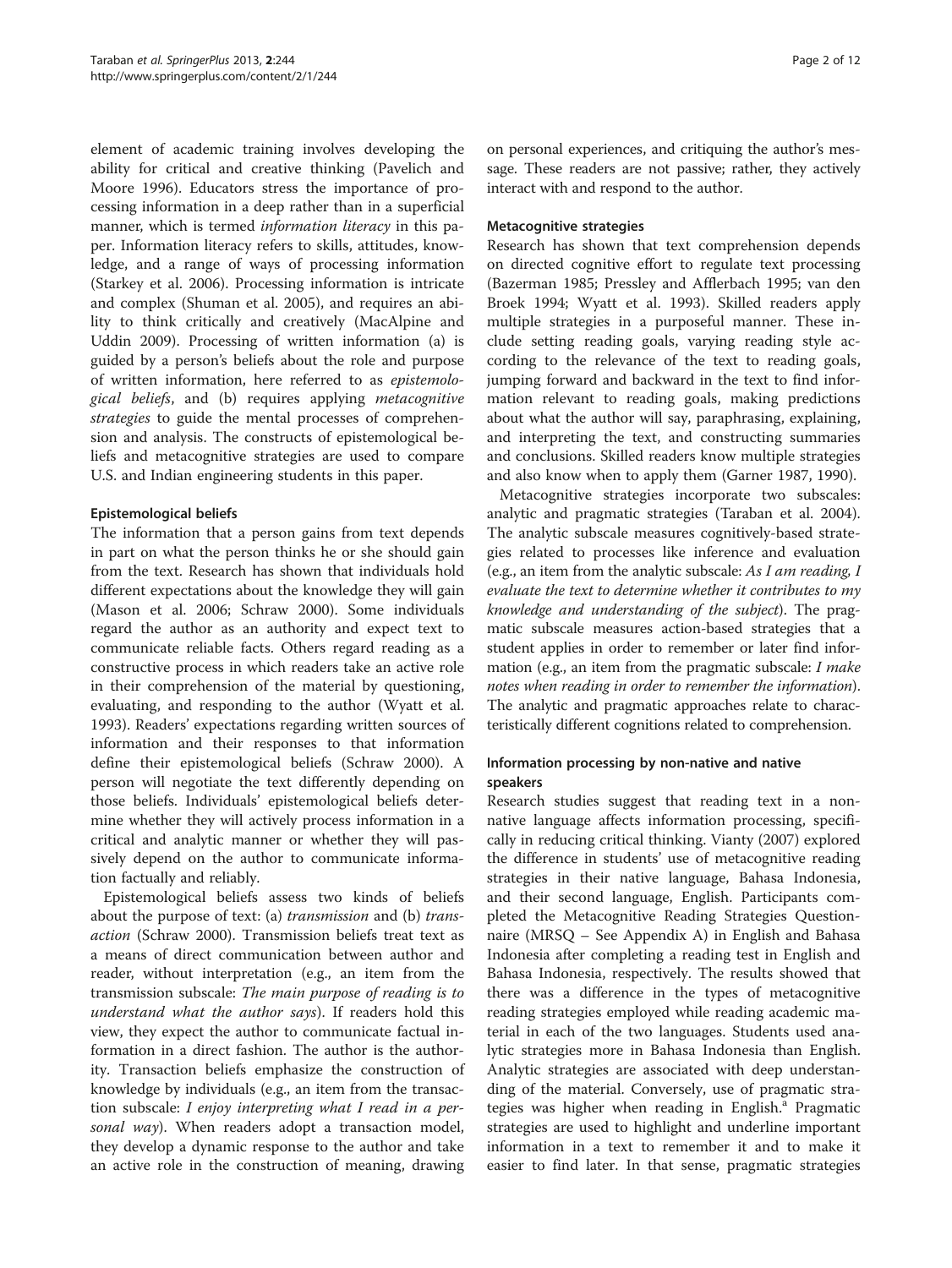element of academic training involves developing the ability for critical and creative thinking (Pavelich and Moore 1996). Educators stress the importance of processing information in a deep rather than in a superficial manner, which is termed *information literacy* in this paper. Information literacy refers to skills, attitudes, knowledge, and a range of ways of processing information (Starkey et al. 2006). Processing information is intricate and complex (Shuman et al. 2005), and requires an ability to think critically and creatively (MacAlpine and Uddin 2009). Processing of written information (a) is guided by a person's beliefs about the role and purpose of written information, here referred to as *epistemological beliefs*, and (b) requires applying *metacognitive strategies* to guide the mental processes of comprehension and analysis. The constructs of epistemological beliefs and metacognitive strategies are used to compare U.S. and Indian engineering students in this paper.

### Epistemological beliefs

The information that a person gains from text depends in part on what the person thinks he or she should gain from the text. Research has shown that individuals hold different expectations about the knowledge they will gain (Mason et al. 2006; Schraw 2000). Some individuals regard the author as an authority and expect text to communicate reliable facts. Others regard reading as a constructive process in which readers take an active role in their comprehension of the material by questioning, evaluating, and responding to the author (Wyatt et al. 1993). Readers' expectations regarding written sources of information and their responses to that information define their epistemological beliefs (Schraw 2000). A person will negotiate the text differently depending on those beliefs. Individuals' epistemological beliefs determine whether they will actively process information in a critical and analytic manner or whether they will passively depend on the author to communicate information factually and reliably.

Epistemological beliefs assess two kinds of beliefs about the purpose of text: (a) *transmission* and (b) *transaction* (Schraw 2000). Transmission beliefs treat text as a means of direct communication between author and reader, without interpretation (e.g., an item from the transmission subscale: *The main purpose of reading is to understand what the author says*). If readers hold this view, they expect the author to communicate factual information in a direct fashion. The author is the authority. Transaction beliefs emphasize the construction of knowledge by individuals (e.g., an item from the transaction subscale: *I enjoy interpreting what I read in a personal way*). When readers adopt a transaction model, they develop a dynamic response to the author and take an active role in the construction of meaning, drawing on personal experiences, and critiquing the author's message. These readers are not passive; rather, they actively interact with and respond to the author.

### Metacognitive strategies

Research has shown that text comprehension depends on directed cognitive effort to regulate text processing (Bazerman 1985; Pressley and Afflerbach 1995; van den Broek 1994; Wyatt et al. 1993). Skilled readers apply multiple strategies in a purposeful manner. These include setting reading goals, varying reading style according to the relevance of the text to reading goals, jumping forward and backward in the text to find information relevant to reading goals, making predictions about what the author will say, paraphrasing, explaining, and interpreting the text, and constructing summaries and conclusions. Skilled readers know multiple strategies and also know when to apply them (Garner 1987, 1990).

Metacognitive strategies incorporate two subscales: analytic and pragmatic strategies (Taraban et al. 2004). The analytic subscale measures cognitively-based strategies related to processes like inference and evaluation (e.g., an item from the analytic subscale: *As I am reading, I evaluate the text to determine whether it contributes to my knowledge and understanding of the subject*). The pragmatic subscale measures action-based strategies that a student applies in order to remember or later find information (e.g., an item from the pragmatic subscale: *I make notes when reading in order to remember the information*). The analytic and pragmatic approaches relate to characteristically different cognitions related to comprehension.

### Information processing by non-native and native speakers

Research studies suggest that reading text in a non-native language affects information processing, specifically in reducing critical thinking. Vianty (2007) explored the difference in students' use of metacognitive reading strategies in their native language, Bahasa Indonesia, and their second language, English. Participants completed the Metacognitive Reading Strategies Questionnaire (MRSQ – See Appendix A) in English and Bahasa Indonesia after completing a reading test in English and Bahasa Indonesia, respectively. The results showed that there was a difference in the types of metacognitive reading strategies employed while reading academic material in each of the two languages. Students used analytic strategies more in Bahasa Indonesia than English. Analytic strategies are associated with deep understanding of the material. Conversely, use of pragmatic strategies was higher when reading in English.[a] Pragmatic strategies are used to highlight and underline important information in a text to remember it and to make it easier to find later. In that sense, pragmatic strategies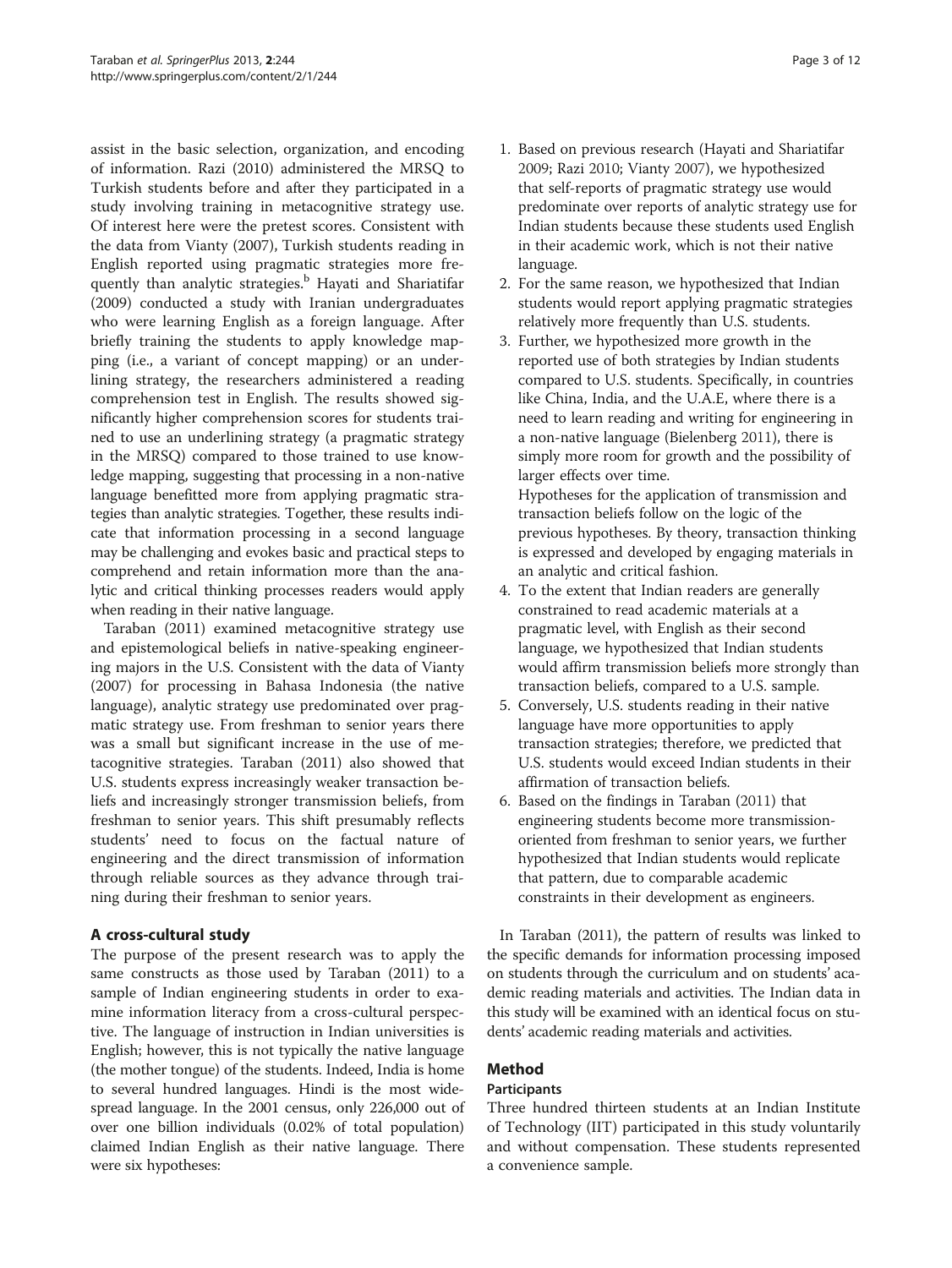assist in the basic selection, organization, and encoding of information. Razi (2010) administered the MRSQ to Turkish students before and after they participated in a study involving training in metacognitive strategy use. Of interest here were the pretest scores. Consistent with the data from Vianty (2007), Turkish students reading in English reported using pragmatic strategies more frequently than analytic strategies.[b] Hayati and Shariatifar (2009) conducted a study with Iranian undergraduates who were learning English as a foreign language. After briefly training the students to apply knowledge mapping (i.e., a variant of concept mapping) or an underlining strategy, the researchers administered a reading comprehension test in English. The results showed significantly higher comprehension scores for students trained to use an underlining strategy (a pragmatic strategy in the MRSQ) compared to those trained to use knowledge mapping, suggesting that processing in a non-native language benefitted more from applying pragmatic strategies than analytic strategies. Together, these results indicate that information processing in a second language may be challenging and evokes basic and practical steps to comprehend and retain information more than the analytic and critical thinking processes readers would apply when reading in their native language.

Taraban (2011) examined metacognitive strategy use and epistemological beliefs in native-speaking engineering majors in the U.S. Consistent with the data of Vianty (2007) for processing in Bahasa Indonesia (the native language), analytic strategy use predominated over pragmatic strategy use. From freshman to senior years there was a small but significant increase in the use of metacognitive strategies. Taraban (2011) also showed that U.S. students express increasingly weaker transaction beliefs and increasingly stronger transmission beliefs, from freshman to senior years. This shift presumably reflects students' need to focus on the factual nature of engineering and the direct transmission of information through reliable sources as they advance through training during their freshman to senior years.

## A cross-cultural study

The purpose of the present research was to apply the same constructs as those used by Taraban (2011) to a sample of Indian engineering students in order to examine information literacy from a cross-cultural perspective. The language of instruction in Indian universities is English; however, this is not typically the native language (the mother tongue) of the students. Indeed, India is home to several hundred languages. Hindi is the most widespread language. In the 2001 census, only 226,000 out of over one billion individuals (0.02% of total population) claimed Indian English as their native language. There were six hypotheses:

1. Based on previous research (Hayati and Shariatifar 2009; Razi 2010; Vianty 2007), we hypothesized that self-reports of pragmatic strategy use would predominate over reports of analytic strategy use for Indian students because these students used English in their academic work, which is not their native language.
2. For the same reason, we hypothesized that Indian students would report applying pragmatic strategies relatively more frequently than U.S. students.
3. Further, we hypothesized more growth in the reported use of both strategies by Indian students compared to U.S. students. Specifically, in countries like China, India, and the U.A.E, where there is a need to learn reading and writing for engineering in a non-native language (Bielenberg 2011), there is simply more room for growth and the possibility of larger effects over time.
   Hypotheses for the application of transmission and transaction beliefs follow on the logic of the previous hypotheses. By theory, transaction thinking is expressed and developed by engaging materials in an analytic and critical fashion.
4. To the extent that Indian readers are generally constrained to read academic materials at a pragmatic level, with English as their second language, we hypothesized that Indian students would affirm transmission beliefs more strongly than transaction beliefs, compared to a U.S. sample.
5. Conversely, U.S. students reading in their native language have more opportunities to apply transaction strategies; therefore, we predicted that U.S. students would exceed Indian students in their affirmation of transaction beliefs.
6. Based on the findings in Taraban (2011) that engineering students become more transmission-oriented from freshman to senior years, we further hypothesized that Indian students would replicate that pattern, due to comparable academic constraints in their development as engineers.

In Taraban (2011), the pattern of results was linked to the specific demands for information processing imposed on students through the curriculum and on students' academic reading materials and activities. The Indian data in this study will be examined with an identical focus on students' academic reading materials and activities.

## Method

### Participants

Three hundred thirteen students at an Indian Institute of Technology (IIT) participated in this study voluntarily and without compensation. These students represented a convenience sample.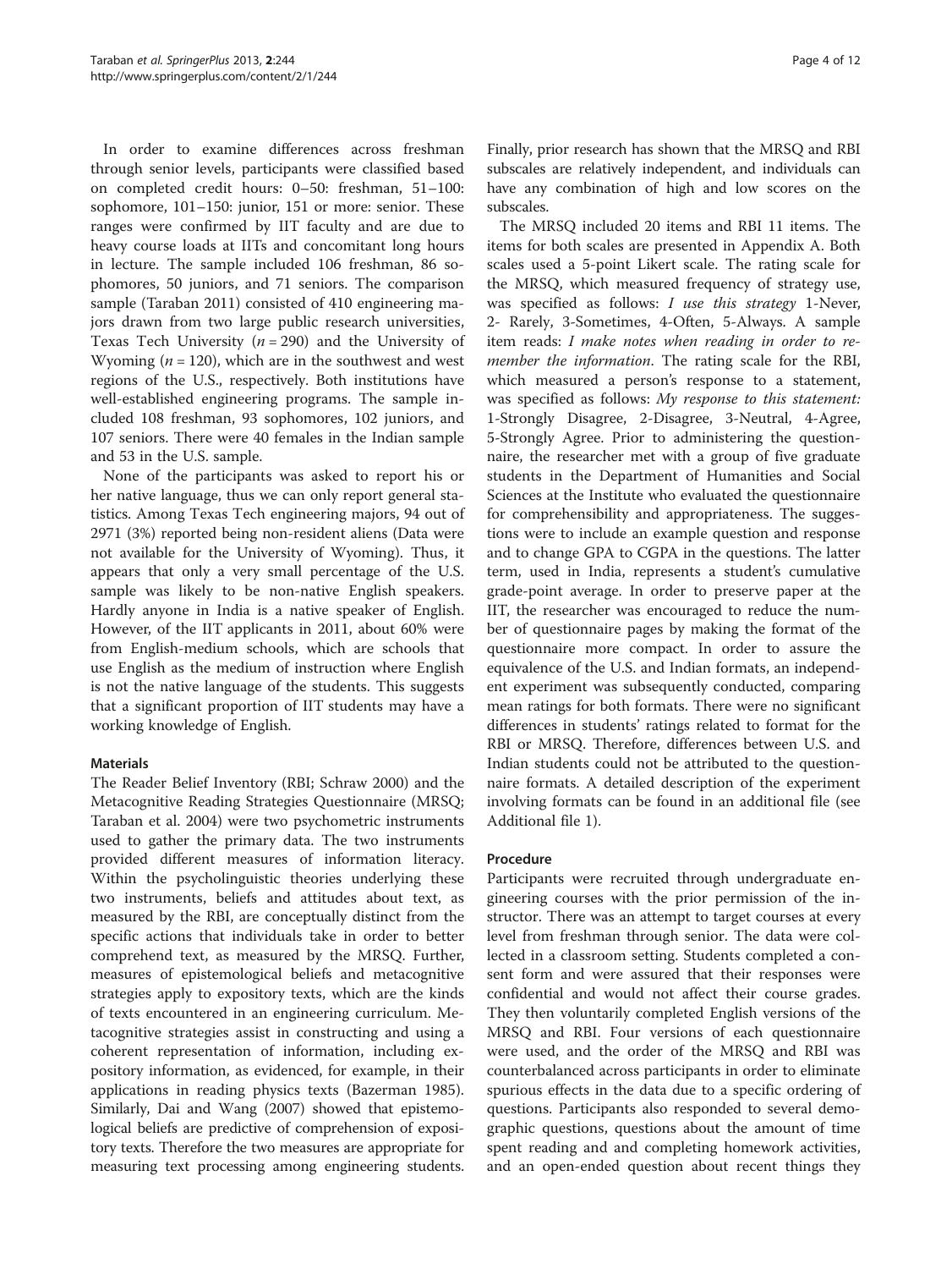In order to examine differences across freshman through senior levels, participants were classified based on completed credit hours: 0–50: freshman, 51–100: sophomore, 101–150: junior, 151 or more: senior. These ranges were confirmed by IIT faculty and are due to heavy course loads at IITs and concomitant long hours in lecture. The sample included 106 freshman, 86 sophomores, 50 juniors, and 71 seniors. The comparison sample (Taraban 2011) consisted of 410 engineering majors drawn from two large public research universities, Texas Tech University ($n = 290$) and the University of Wyoming ($n = 120$), which are in the southwest and west regions of the U.S., respectively. Both institutions have well-established engineering programs. The sample included 108 freshman, 93 sophomores, 102 juniors, and 107 seniors. There were 40 females in the Indian sample and 53 in the U.S. sample.

None of the participants was asked to report his or her native language, thus we can only report general statistics. Among Texas Tech engineering majors, 94 out of 2971 (3%) reported being non-resident aliens (Data were not available for the University of Wyoming). Thus, it appears that only a very small percentage of the U.S. sample was likely to be non-native English speakers. Hardly anyone in India is a native speaker of English. However, of the IIT applicants in 2011, about 60% were from English-medium schools, which are schools that use English as the medium of instruction where English is not the native language of the students. This suggests that a significant proportion of IIT students may have a working knowledge of English.

### Materials

The Reader Belief Inventory (RBI; Schraw 2000) and the Metacognitive Reading Strategies Questionnaire (MRSQ; Taraban et al. 2004) were two psychometric instruments used to gather the primary data. The two instruments provided different measures of information literacy. Within the psycholinguistic theories underlying these two instruments, beliefs and attitudes about text, as measured by the RBI, are conceptually distinct from the specific actions that individuals take in order to better comprehend text, as measured by the MRSQ. Further, measures of epistemological beliefs and metacognitive strategies apply to expository texts, which are the kinds of texts encountered in an engineering curriculum. Metacognitive strategies assist in constructing and using a coherent representation of information, including expository information, as evidenced, for example, in their applications in reading physics texts (Bazerman 1985). Similarly, Dai and Wang (2007) showed that epistemological beliefs are predictive of comprehension of expository texts. Therefore the two measures are appropriate for measuring text processing among engineering students. Finally, prior research has shown that the MRSQ and RBI subscales are relatively independent, and individuals can have any combination of high and low scores on the subscales.

The MRSQ included 20 items and RBI 11 items. The items for both scales are presented in Appendix A. Both scales used a 5-point Likert scale. The rating scale for the MRSQ, which measured frequency of strategy use, was specified as follows: *I use this strategy* 1-Never, 2- Rarely, 3-Sometimes, 4-Often, 5-Always. A sample item reads: *I make notes when reading in order to remember the information.* The rating scale for the RBI, which measured a person's response to a statement, was specified as follows: *My response to this statement:* 1-Strongly Disagree, 2-Disagree, 3-Neutral, 4-Agree, 5-Strongly Agree. Prior to administering the questionnaire, the researcher met with a group of five graduate students in the Department of Humanities and Social Sciences at the Institute who evaluated the questionnaire for comprehensibility and appropriateness. The suggestions were to include an example question and response and to change GPA to CGPA in the questions. The latter term, used in India, represents a student's cumulative grade-point average. In order to preserve paper at the IIT, the researcher was encouraged to reduce the number of questionnaire pages by making the format of the questionnaire more compact. In order to assure the equivalence of the U.S. and Indian formats, an independent experiment was subsequently conducted, comparing mean ratings for both formats. There were no significant differences in students' ratings related to format for the RBI or MRSQ. Therefore, differences between U.S. and Indian students could not be attributed to the questionnaire formats. A detailed description of the experiment involving formats can be found in an additional file (see Additional file 1).

### Procedure

Participants were recruited through undergraduate engineering courses with the prior permission of the instructor. There was an attempt to target courses at every level from freshman through senior. The data were collected in a classroom setting. Students completed a consent form and were assured that their responses were confidential and would not affect their course grades. They then voluntarily completed English versions of the MRSQ and RBI. Four versions of each questionnaire were used, and the order of the MRSQ and RBI was counterbalanced across participants in order to eliminate spurious effects in the data due to a specific ordering of questions. Participants also responded to several demographic questions, questions about the amount of time spent reading and and completing homework activities, and an open-ended question about recent things they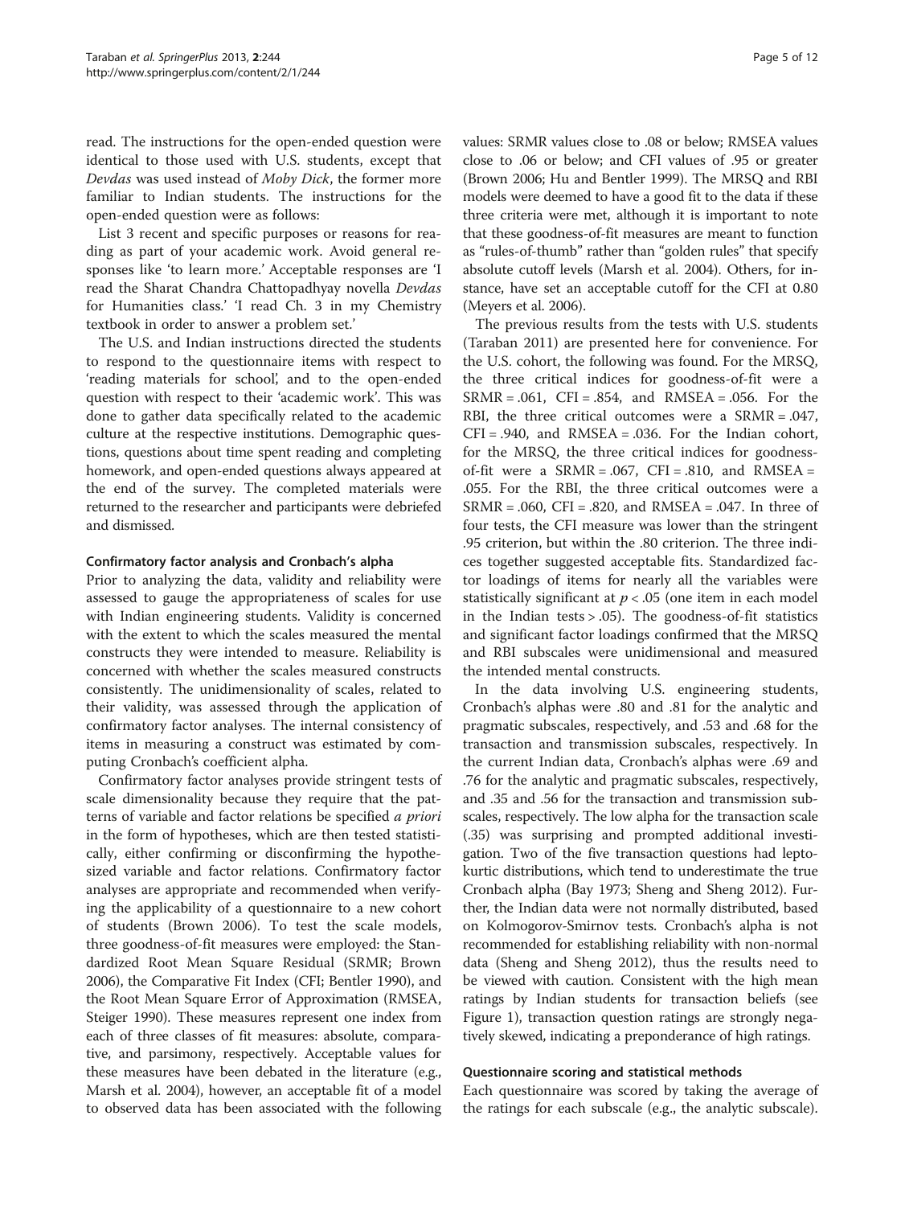read. The instructions for the open-ended question were identical to those used with U.S. students, except that *Devdas* was used instead of *Moby Dick*, the former more familiar to Indian students. The instructions for the open-ended question were as follows:

List 3 recent and specific purposes or reasons for reading as part of your academic work. Avoid general responses like 'to learn more.' Acceptable responses are 'I read the Sharat Chandra Chattopadhyay novella *Devdas* for Humanities class.' 'I read Ch. 3 in my Chemistry textbook in order to answer a problem set.'

The U.S. and Indian instructions directed the students to respond to the questionnaire items with respect to 'reading materials for school', and to the open-ended question with respect to their 'academic work'. This was done to gather data specifically related to the academic culture at the respective institutions. Demographic questions, questions about time spent reading and completing homework, and open-ended questions always appeared at the end of the survey. The completed materials were returned to the researcher and participants were debriefed and dismissed.

#### Confirmatory factor analysis and Cronbach's alpha

Prior to analyzing the data, validity and reliability were assessed to gauge the appropriateness of scales for use with Indian engineering students. Validity is concerned with the extent to which the scales measured the mental constructs they were intended to measure. Reliability is concerned with whether the scales measured constructs consistently. The unidimensionality of scales, related to their validity, was assessed through the application of confirmatory factor analyses. The internal consistency of items in measuring a construct was estimated by computing Cronbach's coefficient alpha.

Confirmatory factor analyses provide stringent tests of scale dimensionality because they require that the patterns of variable and factor relations be specified *a priori* in the form of hypotheses, which are then tested statistically, either confirming or disconfirming the hypothesized variable and factor relations. Confirmatory factor analyses are appropriate and recommended when verifying the applicability of a questionnaire to a new cohort of students (Brown 2006). To test the scale models, three goodness-of-fit measures were employed: the Standardized Root Mean Square Residual (SRMR; Brown 2006), the Comparative Fit Index (CFI; Bentler 1990), and the Root Mean Square Error of Approximation (RMSEA, Steiger 1990). These measures represent one index from each of three classes of fit measures: absolute, comparative, and parsimony, respectively. Acceptable values for these measures have been debated in the literature (e.g., Marsh et al. 2004), however, an acceptable fit of a model to observed data has been associated with the following values: SRMR values close to .08 or below; RMSEA values close to .06 or below; and CFI values of .95 or greater (Brown 2006; Hu and Bentler 1999). The MRSQ and RBI models were deemed to have a good fit to the data if these three criteria were met, although it is important to note that these goodness-of-fit measures are meant to function as "rules-of-thumb" rather than "golden rules" that specify absolute cutoff levels (Marsh et al. 2004). Others, for instance, have set an acceptable cutoff for the CFI at 0.80 (Meyers et al. 2006).

The previous results from the tests with U.S. students (Taraban 2011) are presented here for convenience. For the U.S. cohort, the following was found. For the MRSQ, the three critical indices for goodness-of-fit were a SRMR = .061, CFI = .854, and RMSEA = .056. For the RBI, the three critical outcomes were a SRMR = .047, CFI = .940, and RMSEA = .036. For the Indian cohort, for the MRSQ, the three critical indices for goodness-of-fit were a SRMR = .067, CFI = .810, and RMSEA = .055. For the RBI, the three critical outcomes were a SRMR = .060, CFI = .820, and RMSEA = .047. In three of four tests, the CFI measure was lower than the stringent .95 criterion, but within the .80 criterion. The three indices together suggested acceptable fits. Standardized factor loadings of items for nearly all the variables were statistically significant at $p < .05$ (one item in each model in the Indian tests > .05). The goodness-of-fit statistics and significant factor loadings confirmed that the MRSQ and RBI subscales were unidimensional and measured the intended mental constructs.

In the data involving U.S. engineering students, Cronbach's alphas were .80 and .81 for the analytic and pragmatic subscales, respectively, and .53 and .68 for the transaction and transmission subscales, respectively. In the current Indian data, Cronbach's alphas were .69 and .76 for the analytic and pragmatic subscales, respectively, and .35 and .56 for the transaction and transmission subscales, respectively. The low alpha for the transaction scale (.35) was surprising and prompted additional investigation. Two of the five transaction questions had leptokurtic distributions, which tend to underestimate the true Cronbach alpha (Bay 1973; Sheng and Sheng 2012). Further, the Indian data were not normally distributed, based on Kolmogorov-Smirnov tests. Cronbach's alpha is not recommended for establishing reliability with non-normal data (Sheng and Sheng 2012), thus the results need to be viewed with caution. Consistent with the high mean ratings by Indian students for transaction beliefs (see Figure 1), transaction question ratings are strongly negatively skewed, indicating a preponderance of high ratings.

#### Questionnaire scoring and statistical methods

Each questionnaire was scored by taking the average of the ratings for each subscale (e.g., the analytic subscale).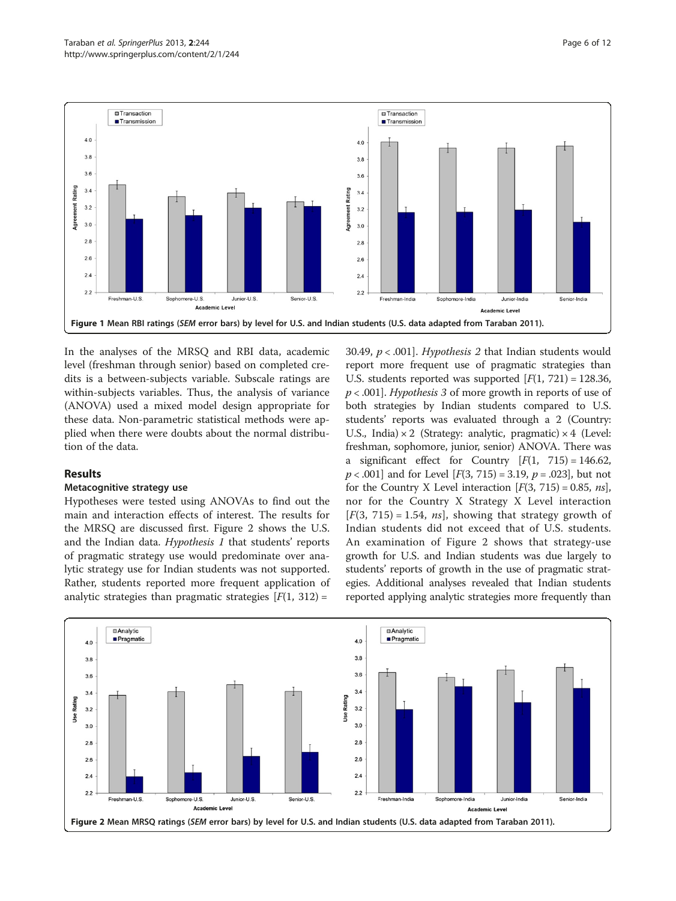Figure 1 Mean RBI ratings (*SEM* error bars) by level for U.S. and Indian students (U.S. data adapted from Taraban 2011).

In the analyses of the MRSQ and RBI data, academic level (freshman through senior) based on completed credits is a between-subjects variable. Subscale ratings are within-subjects variables. Thus, the analysis of variance (ANOVA) used a mixed model design appropriate for these data. Non-parametric statistical methods were applied when there were doubts about the normal distribution of the data.

## Results

### Metacognitive strategy use

Hypotheses were tested using ANOVAs to find out the main and interaction effects of interest. The results for the MRSQ are discussed first. Figure 2 shows the U.S. and the Indian data. *Hypothesis 1* that students' reports of pragmatic strategy use would predominate over analytic strategy use for Indian students was not supported. Rather, students reported more frequent application of analytic strategies than pragmatic strategies [$F(1, 312) = 30.49$, $p < .001$]. *Hypothesis 2* that Indian students would report more frequent use of pragmatic strategies than U.S. students reported was supported [$F(1, 721) = 128.36$, $p < .001$]. *Hypothesis 3* of more growth in reports of use of both strategies by Indian students compared to U.S. students' reports was evaluated through a 2 (Country: U.S., India) × 2 (Strategy: analytic, pragmatic) × 4 (Level: freshman, sophomore, junior, senior) ANOVA. There was a significant effect for Country [$F(1, 715) = 146.62$, $p < .001$] and for Level [$F(3, 715) = 3.19$, $p = .023$], but not for the Country X Level interaction [$F(3, 715) = 0.85$, *ns*], nor for the Country X Strategy X Level interaction [$F(3, 715) = 1.54$, *ns*], showing that strategy growth of Indian students did not exceed that of U.S. students. An examination of Figure 2 shows that strategy-use growth for U.S. and Indian students was due largely to students' reports of growth in the use of pragmatic strategies. Additional analyses revealed that Indian students reported applying analytic strategies more frequently than

Figure 2 Mean MRSQ ratings (*SEM* error bars) by level for U.S. and Indian students (U.S. data adapted from Taraban 2011).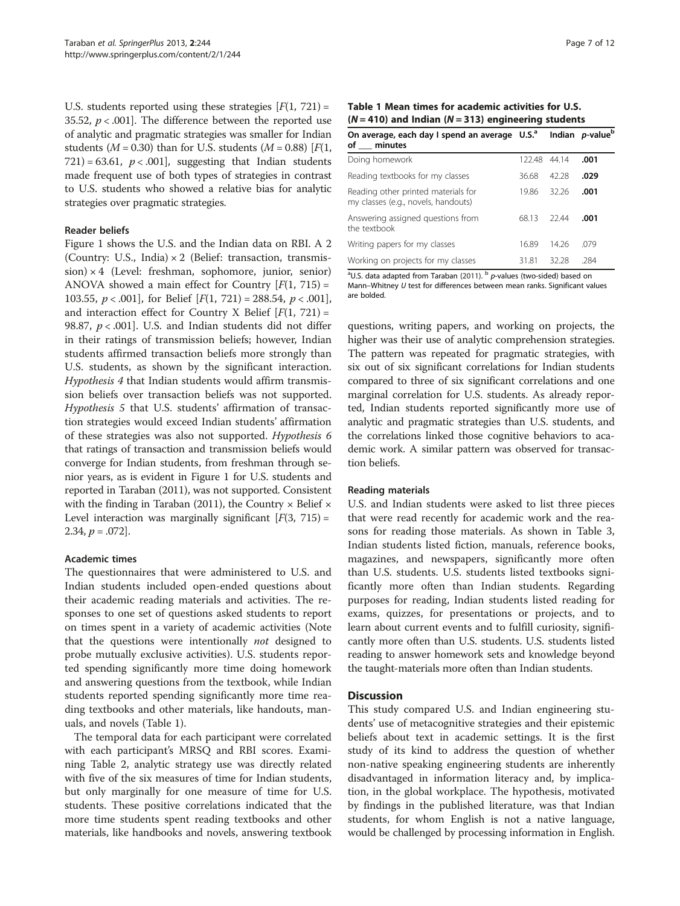U.S. students reported using these strategies [$F(1, 721) = 35.52$, $p < .001$]. The difference between the reported use of analytic and pragmatic strategies was smaller for Indian students ($M = 0.30$) than for U.S. students ($M = 0.88$) [$F(1, 721) = 63.61$, $p < .001$], suggesting that Indian students made frequent use of both types of strategies in contrast to U.S. students who showed a relative bias for analytic strategies over pragmatic strategies.

### Reader beliefs

Figure 1 shows the U.S. and the Indian data on RBI. A 2 (Country: U.S., India) × 2 (Belief: transaction, transmission) × 4 (Level: freshman, sophomore, junior, senior) ANOVA showed a main effect for Country [$F(1, 715) = 103.55$, $p < .001$], for Belief [$F(1, 721) = 288.54$, $p < .001$], and interaction effect for Country X Belief [$F(1, 721) = 98.87$, $p < .001$]. U.S. and Indian students did not differ in their ratings of transmission beliefs; however, Indian students affirmed transaction beliefs more strongly than U.S. students, as shown by the significant interaction. *Hypothesis 4* that Indian students would affirm transmission beliefs over transaction beliefs was not supported. *Hypothesis 5* that U.S. students' affirmation of transaction strategies would exceed Indian students' affirmation of these strategies was also not supported. *Hypothesis 6* that ratings of transaction and transmission beliefs would converge for Indian students, from freshman through senior years, as is evident in Figure 1 for U.S. students and reported in Taraban (2011), was not supported. Consistent with the finding in Taraban (2011), the Country × Belief × Level interaction was marginally significant [$F(3, 715) = 2.34$, $p = .072$].

### Academic times

The questionnaires that were administered to U.S. and Indian students included open-ended questions about their academic reading materials and activities. The responses to one set of questions asked students to report on times spent in a variety of academic activities (Note that the questions were intentionally *not* designed to probe mutually exclusive activities). U.S. students reported spending significantly more time doing homework and answering questions from the textbook, while Indian students reported spending significantly more time reading textbooks and other materials, like handouts, manuals, and novels (Table 1).

The temporal data for each participant were correlated with each participant's MRSQ and RBI scores. Examining Table 2, analytic strategy use was directly related with five of the six measures of time for Indian students, but only marginally for one measure of time for U.S. students. These positive correlations indicated that the more time students spent reading textbooks and other materials, like handbooks and novels, answering textbook questions, writing papers, and working on projects, the higher was their use of analytic comprehension strategies. The pattern was repeated for pragmatic strategies, with six out of six significant correlations for Indian students compared to three of six significant correlations and one marginal correlation for U.S. students. As already reported, Indian students reported significantly more use of analytic and pragmatic strategies than U.S. students, and the correlations linked those cognitive behaviors to academic work. A similar pattern was observed for transaction beliefs.

**Table 1 Mean times for academic activities for U.S. ($N = 410$) and Indian ($N = 313$) engineering students**

| On average, each day I spend an average of ___ minutes | U.S.[a] | Indian | p-value[b] |
|---|---|---|---|
| Doing homework | 122.48 | 44.14 | **.001** |
| Reading textbooks for my classes | 36.68 | 42.28 | **.029** |
| Reading other printed materials for my classes (e.g., novels, handouts) | 19.86 | 32.26 | **.001** |
| Answering assigned questions from the textbook | 68.13 | 22.44 | **.001** |
| Writing papers for my classes | 16.89 | 14.26 | .079 |
| Working on projects for my classes | 31.81 | 32.28 | .284 |

[a]U.S. data adapted from Taraban (2011). [b] *p*-values (two-sided) based on Mann–Whitney *U* test for differences between mean ranks. Significant values are bolded.

### Reading materials

U.S. and Indian students were asked to list three pieces that were read recently for academic work and the reasons for reading those materials. As shown in Table 3, Indian students listed fiction, manuals, reference books, magazines, and newspapers, significantly more often than U.S. students. U.S. students listed textbooks significantly more often than Indian students. Regarding purposes for reading, Indian students listed reading for exams, quizzes, for presentations or projects, and to learn about current events and to fulfill curiosity, significantly more often than U.S. students. U.S. students listed reading to answer homework sets and knowledge beyond the taught-materials more often than Indian students.

## Discussion

This study compared U.S. and Indian engineering students' use of metacognitive strategies and their epistemic beliefs about text in academic settings. It is the first study of its kind to address the question of whether non-native speaking engineering students are inherently disadvantaged in information literacy and, by implication, in the global workplace. The hypothesis, motivated by findings in the published literature, was that Indian students, for whom English is not a native language, would be challenged by processing information in English.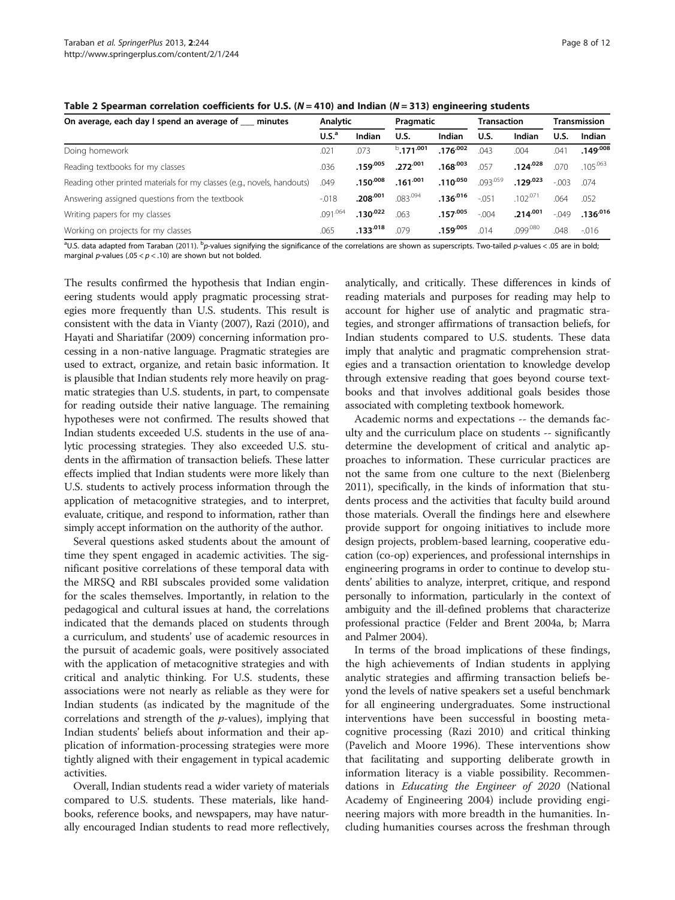**Table 2 Spearman correlation coefficients for U.S. ($N = 410$) and Indian ($N = 313$) engineering students**

| On average, each day I spend an average of ___ minutes | Analytic | | Pragmatic | | Transaction | | Transmission | |
|---|---|---|---|---|---|---|---|---|
| | U.S.[a] | Indian | U.S. | Indian | U.S. | Indian | U.S. | Indian |
| Doing homework | .021 | .073 | [b]**.171**[.001] | **.176**[.002] | .043 | .004 | .041 | **.149**[.008] |
| Reading textbooks for my classes | .036 | **.159**[.005] | **.272**[.001] | **.168**[.003] | .057 | **.124**[.028] | .070 | .105[.063] |
| Reading other printed materials for my classes (e.g., novels, handouts) | .049 | **.150**[.008] | **.161**[.001] | **.110**[.050] | .093[.059] | **.129**[.023] | -.003 | .074 |
| Answering assigned questions from the textbook | -.018 | **.208**[.001] | .083[.094] | **.136**[.016] | -.051 | .102[.071] | .064 | .052 |
| Writing papers for my classes | .091[.064] | **.130**[.022] | .063 | **.157**[.005] | -.004 | **.214**[.001] | -.049 | **.136**[.016] |
| Working on projects for my classes | .065 | **.133**[.018] | .079 | **.159**[.005] | .014 | .099[.080] | .048 | -.016 |

[a]U.S. data adapted from Taraban (2011). [b]*p*-values signifying the significance of the correlations are shown as superscripts. Two-tailed *p*-values < .05 are in bold; marginal *p*-values (.05 < *p* < .10) are shown but not bolded.

The results confirmed the hypothesis that Indian engineering students would apply pragmatic processing strategies more frequently than U.S. students. This result is consistent with the data in Vianty (2007), Razi (2010), and Hayati and Shariatifar (2009) concerning information processing in a non-native language. Pragmatic strategies are used to extract, organize, and retain basic information. It is plausible that Indian students rely more heavily on pragmatic strategies than U.S. students, in part, to compensate for reading outside their native language. The remaining hypotheses were not confirmed. The results showed that Indian students exceeded U.S. students in the use of analytic processing strategies. They also exceeded U.S. students in the affirmation of transaction beliefs. These latter effects implied that Indian students were more likely than U.S. students to actively process information through the application of metacognitive strategies, and to interpret, evaluate, critique, and respond to information, rather than simply accept information on the authority of the author.

Several questions asked students about the amount of time they spent engaged in academic activities. The significant positive correlations of these temporal data with the MRSQ and RBI subscales provided some validation for the scales themselves. Importantly, in relation to the pedagogical and cultural issues at hand, the correlations indicated that the demands placed on students through a curriculum, and students' use of academic resources in the pursuit of academic goals, were positively associated with the application of metacognitive strategies and with critical and analytic thinking. For U.S. students, these associations were not nearly as reliable as they were for Indian students (as indicated by the magnitude of the correlations and strength of the *p*-values), implying that Indian students' beliefs about information and their application of information-processing strategies were more tightly aligned with their engagement in typical academic activities.

Overall, Indian students read a wider variety of materials compared to U.S. students. These materials, like handbooks, reference books, and newspapers, may have naturally encouraged Indian students to read more reflectively, analytically, and critically. These differences in kinds of reading materials and purposes for reading may help to account for higher use of analytic and pragmatic strategies, and stronger affirmations of transaction beliefs, for Indian students compared to U.S. students. These data imply that analytic and pragmatic comprehension strategies and a transaction orientation to knowledge develop through extensive reading that goes beyond course textbooks and that involves additional goals besides those associated with completing textbook homework.

Academic norms and expectations -- the demands faculty and the curriculum place on students -- significantly determine the development of critical and analytic approaches to information. These curricular practices are not the same from one culture to the next (Bielenberg 2011), specifically, in the kinds of information that students process and the activities that faculty build around those materials. Overall the findings here and elsewhere provide support for ongoing initiatives to include more design projects, problem-based learning, cooperative education (co-op) experiences, and professional internships in engineering programs in order to continue to develop students' abilities to analyze, interpret, critique, and respond personally to information, particularly in the context of ambiguity and the ill-defined problems that characterize professional practice (Felder and Brent 2004a, b; Marra and Palmer 2004).

In terms of the broad implications of these findings, the high achievements of Indian students in applying analytic strategies and affirming transaction beliefs beyond the levels of native speakers set a useful benchmark for all engineering undergraduates. Some instructional interventions have been successful in boosting metacognitive processing (Razi 2010) and critical thinking (Pavelich and Moore 1996). These interventions show that facilitating and supporting deliberate growth in information literacy is a viable possibility. Recommendations in *Educating the Engineer of 2020* (National Academy of Engineering 2004) include providing engineering majors with more breadth in the humanities. Including humanities courses across the freshman through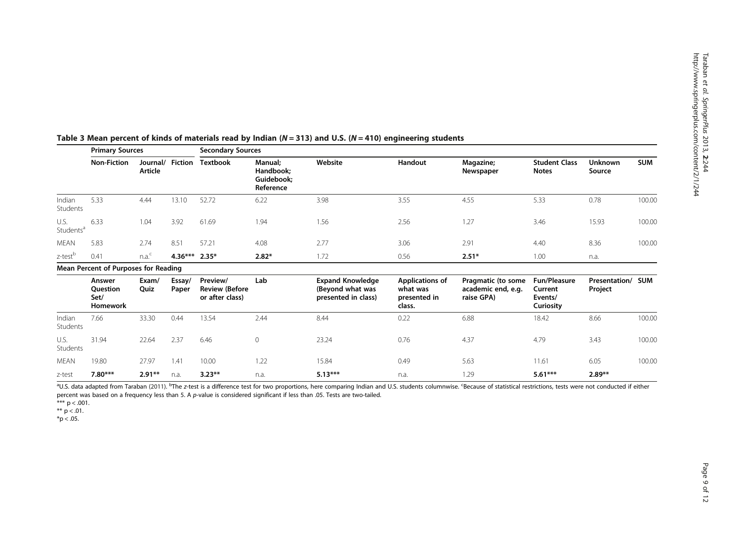**Table 3 Mean percent of kinds of materials read by Indian ($N = 313$) and U.S. ($N = 410$) engineering students**

| | Primary Sources | | | Secondary Sources | | | | | | | |
|---|---|---|---|---|---|---|---|---|---|---|---|
| | **Non-Fiction** | **Journal/ Article** | **Fiction** | **Textbook** | **Manual; Handbook; Guidebook; Reference** | **Website** | **Handout** | **Magazine; Newspaper** | **Student Class Notes** | **Unknown Source** | **SUM** |
| Indian Students | 5.33 | 4.44 | 13.10 | 52.72 | 6.22 | 3.98 | 3.55 | 4.55 | 5.33 | 0.78 | 100.00 |
| U.S. Students[a] | 6.33 | 1.04 | 3.92 | 61.69 | 1.94 | 1.56 | 2.56 | 1.27 | 3.46 | 15.93 | 100.00 |
| MEAN | 5.83 | 2.74 | 8.51 | 57.21 | 4.08 | 2.77 | 3.06 | 2.91 | 4.40 | 8.36 | 100.00 |
| z-test[b] | 0.41 | n.a.[c] | **4.36*** ** | **2.35*** | **2.82*** | 1.72 | 0.56 | **2.51*** | 1.00 | n.a. | |
| **Mean Percent of Purposes for Reading** | | | | | | | | | | | |
| | **Answer Question Set/ Homework** | **Exam/ Quiz** | **Essay/ Paper** | **Preview/ Review (Before or after class)** | **Lab** | **Expand Knowledge (Beyond what was presented in class)** | **Applications of what was presented in class.** | **Pragmatic (to some academic end, e.g. raise GPA)** | **Fun/Pleasure Current Events/ Curiosity** | **Presentation/ Project** | **SUM** |
| Indian Students | 7.66 | 33.30 | 0.44 | 13.54 | 2.44 | 8.44 | 0.22 | 6.88 | 18.42 | 8.66 | 100.00 |
| U.S. Students | 31.94 | 22.64 | 2.37 | 6.46 | 0 | 23.24 | 0.76 | 4.37 | 4.79 | 3.43 | 100.00 |
| MEAN | 19.80 | 27.97 | 1.41 | 10.00 | 1.22 | 15.84 | 0.49 | 5.63 | 11.61 | 6.05 | 100.00 |
| z-test | **7.80*** ** | **2.91** ** | n.a. | **3.23** ** | n.a. | **5.13*** ** | n.a. | 1.29 | **5.61*** ** | **2.89** ** | |

[a]U.S. data adapted from Taraban (2011). [b]The *z*-test is a difference test for two proportions, here comparing Indian and U.S. students columnwise. [c]Because of statistical restrictions, tests were not conducted if either percent was based on a frequency less than 5. A *p*-value is considered significant if less than .05. Tests are two-tailed.

*** $p < .001$.

** $p < .01$.

*$p < .05$.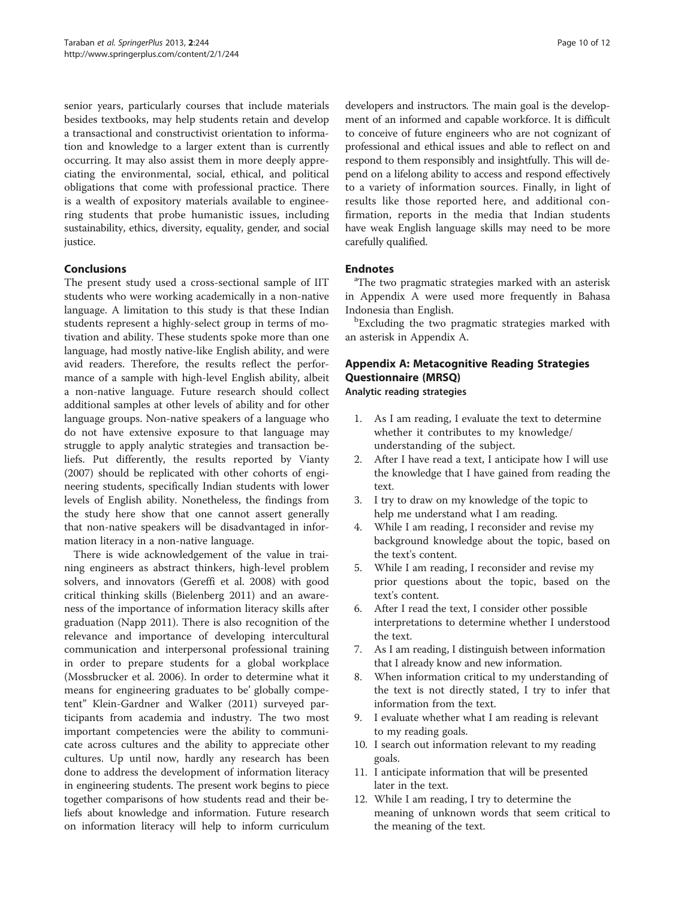senior years, particularly courses that include materials besides textbooks, may help students retain and develop a transactional and constructivist orientation to information and knowledge to a larger extent than is currently occurring. It may also assist them in more deeply appreciating the environmental, social, ethical, and political obligations that come with professional practice. There is a wealth of expository materials available to engineering students that probe humanistic issues, including sustainability, ethics, diversity, equality, gender, and social justice.

## Conclusions

The present study used a cross-sectional sample of IIT students who were working academically in a non-native language. A limitation to this study is that these Indian students represent a highly-select group in terms of motivation and ability. These students spoke more than one language, had mostly native-like English ability, and were avid readers. Therefore, the results reflect the performance of a sample with high-level English ability, albeit a non-native language. Future research should collect additional samples at other levels of ability and for other language groups. Non-native speakers of a language who do not have extensive exposure to that language may struggle to apply analytic strategies and transaction beliefs. Put differently, the results reported by Vianty (2007) should be replicated with other cohorts of engineering students, specifically Indian students with lower levels of English ability. Nonetheless, the findings from the study here show that one cannot assert generally that non-native speakers will be disadvantaged in information literacy in a non-native language.

There is wide acknowledgement of the value in training engineers as abstract thinkers, high-level problem solvers, and innovators (Gereffi et al. 2008) with good critical thinking skills (Bielenberg 2011) and an awareness of the importance of information literacy skills after graduation (Napp 2011). There is also recognition of the relevance and importance of developing intercultural communication and interpersonal professional training in order to prepare students for a global workplace (Mossbrucker et al. 2006). In order to determine what it means for engineering graduates to be' globally competent" Klein-Gardner and Walker (2011) surveyed participants from academia and industry. The two most important competencies were the ability to communicate across cultures and the ability to appreciate other cultures. Up until now, hardly any research has been done to address the development of information literacy in engineering students. The present work begins to piece together comparisons of how students read and their beliefs about knowledge and information. Future research on information literacy will help to inform curriculum developers and instructors. The main goal is the development of an informed and capable workforce. It is difficult to conceive of future engineers who are not cognizant of professional and ethical issues and able to reflect on and respond to them responsibly and insightfully. This will depend on a lifelong ability to access and respond effectively to a variety of information sources. Finally, in light of results like those reported here, and additional confirmation, reports in the media that Indian students have weak English language skills may need to be more carefully qualified.

## Endnotes

[a]The two pragmatic strategies marked with an asterisk in Appendix A were used more frequently in Bahasa Indonesia than English.

[b]Excluding the two pragmatic strategies marked with an asterisk in Appendix A.

## Appendix A: Metacognitive Reading Strategies Questionnaire (MRSQ)

### Analytic reading strategies

1. As I am reading, I evaluate the text to determine whether it contributes to my knowledge/ understanding of the subject.
2. After I have read a text, I anticipate how I will use the knowledge that I have gained from reading the text.
3. I try to draw on my knowledge of the topic to help me understand what I am reading.
4. While I am reading, I reconsider and revise my background knowledge about the topic, based on the text's content.
5. While I am reading, I reconsider and revise my prior questions about the topic, based on the text's content.
6. After I read the text, I consider other possible interpretations to determine whether I understood the text.
7. As I am reading, I distinguish between information that I already know and new information.
8. When information critical to my understanding of the text is not directly stated, I try to infer that information from the text.
9. I evaluate whether what I am reading is relevant to my reading goals.
10. I search out information relevant to my reading goals.
11. I anticipate information that will be presented later in the text.
12. While I am reading, I try to determine the meaning of unknown words that seem critical to the meaning of the text.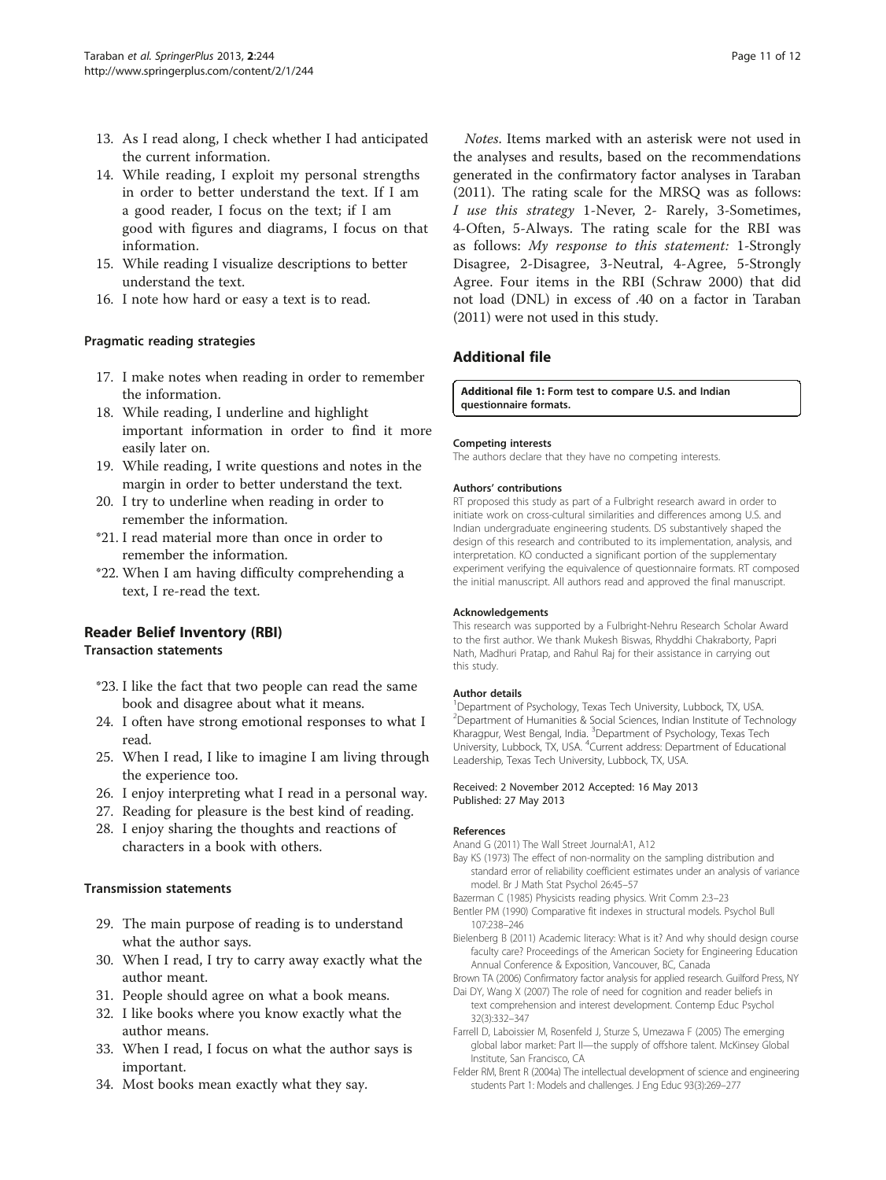13. As I read along, I check whether I had anticipated the current information.
14. While reading, I exploit my personal strengths in order to better understand the text. If I am a good reader, I focus on the text; if I am good with figures and diagrams, I focus on that information.
15. While reading I visualize descriptions to better understand the text.
16. I note how hard or easy a text is to read.

#### Pragmatic reading strategies

17. I make notes when reading in order to remember the information.
18. While reading, I underline and highlight important information in order to find it more easily later on.
19. While reading, I write questions and notes in the margin in order to better understand the text.
20. I try to underline when reading in order to remember the information.

*21. I read material more than once in order to remember the information.

*22. When I am having difficulty comprehending a text, I re-read the text.

### Reader Belief Inventory (RBI)

#### Transaction statements

*23. I like the fact that two people can read the same book and disagree about what it means.

24. I often have strong emotional responses to what I read.
25. When I read, I like to imagine I am living through the experience too.
26. I enjoy interpreting what I read in a personal way.
27. Reading for pleasure is the best kind of reading.
28. I enjoy sharing the thoughts and reactions of characters in a book with others.

#### Transmission statements

29. The main purpose of reading is to understand what the author says.
30. When I read, I try to carry away exactly what the author meant.
31. People should agree on what a book means.
32. I like books where you know exactly what the author means.
33. When I read, I focus on what the author says is important.
34. Most books mean exactly what they say.

*Notes*. Items marked with an asterisk were not used in the analyses and results, based on the recommendations generated in the confirmatory factor analyses in Taraban (2011). The rating scale for the MRSQ was as follows: *I use this strategy* 1-Never, 2- Rarely, 3-Sometimes, 4-Often, 5-Always. The rating scale for the RBI was as follows: *My response to this statement:* 1-Strongly Disagree, 2-Disagree, 3-Neutral, 4-Agree, 5-Strongly Agree. Four items in the RBI (Schraw 2000) that did not load (DNL) in excess of .40 on a factor in Taraban (2011) were not used in this study.

## Additional file

**Additional file 1: Form test to compare U.S. and Indian questionnaire formats.**

#### Competing interests

The authors declare that they have no competing interests.

#### Authors' contributions

RT proposed this study as part of a Fulbright research award in order to initiate work on cross-cultural similarities and differences among U.S. and Indian undergraduate engineering students. DS substantively shaped the design of this research and contributed to its implementation, analysis, and interpretation. KO conducted a significant portion of the supplementary experiment verifying the equivalence of questionnaire formats. RT composed the initial manuscript. All authors read and approved the final manuscript.

#### Acknowledgements

This research was supported by a Fulbright-Nehru Research Scholar Award to the first author. We thank Mukesh Biswas, Rhyddhi Chakraborty, Papri Nath, Madhuri Pratap, and Rahul Raj for their assistance in carrying out this study.

#### Author details

[1]Department of Psychology, Texas Tech University, Lubbock, TX, USA. [2]Department of Humanities & Social Sciences, Indian Institute of Technology Kharagpur, West Bengal, India. [3]Department of Psychology, Texas Tech University, Lubbock, TX, USA. [4]Current address: Department of Educational Leadership, Texas Tech University, Lubbock, TX, USA.

Received: 2 November 2012 Accepted: 16 May 2013
Published: 27 May 2013

#### References

Anand G (2011) The Wall Street Journal:A1, A12

Bay KS (1973) The effect of non-normality on the sampling distribution and standard error of reliability coefficient estimates under an analysis of variance model. Br J Math Stat Psychol 26:45–57

Bazerman C (1985) Physicists reading physics. Writ Comm 2:3–23

Bentler PM (1990) Comparative fit indexes in structural models. Psychol Bull 107:238–246

Bielenberg B (2011) Academic literacy: What is it? And why should design course faculty care? Proceedings of the American Society for Engineering Education Annual Conference & Exposition, Vancouver, BC, Canada

Brown TA (2006) Confirmatory factor analysis for applied research. Guilford Press, NY

Dai DY, Wang X (2007) The role of need for cognition and reader beliefs in text comprehension and interest development. Contemp Educ Psychol 32(3):332–347

Farrell D, Laboissier M, Rosenfeld J, Sturze S, Umezawa F (2005) The emerging global labor market: Part II—the supply of offshore talent. McKinsey Global Institute, San Francisco, CA

Felder RM, Brent R (2004a) The intellectual development of science and engineering students Part 1: Models and challenges. J Eng Educ 93(3):269–277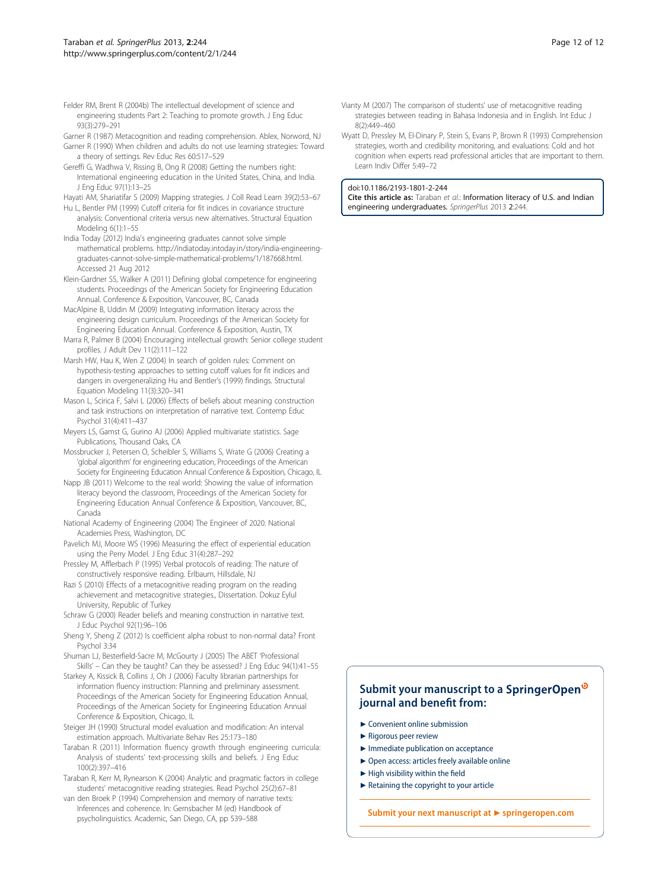Felder RM, Brent R (2004b) The intellectual development of science and engineering students Part 2: Teaching to promote growth. J Eng Educ 93(3):279–291

Garner R (1987) Metacognition and reading comprehension. Ablex, Norwood, NJ

Garner R (1990) When children and adults do not use learning strategies: Toward a theory of settings. Rev Educ Res 60:517–529

Gereffi G, Wadhwa V, Rissing B, Ong R (2008) Getting the numbers right: International engineering education in the United States, China, and India. J Eng Educ 97(1):13–25

Hayati AM, Shariatifar S (2009) Mapping strategies. J Coll Read Learn 39(2):53–67

Hu L, Bentler PM (1999) Cutoff criteria for fit indices in covariance structure analysis: Conventional criteria versus new alternatives. Structural Equation Modeling 6(1):1–55

India Today (2012) India's engineering graduates cannot solve simple mathematical problems. http://indiatoday.intoday.in/story/india-engineering-graduates-cannot-solve-simple-mathematical-problems/1/187668.html. Accessed 21 Aug 2012

Klein-Gardner SS, Walker A (2011) Defining global competence for engineering students. Proceedings of the American Society for Engineering Education Annual. Conference & Exposition, Vancouver, BC, Canada

MacAlpine B, Uddin M (2009) Integrating information literacy across the engineering design curriculum. Proceedings of the American Society for Engineering Education Annual. Conference & Exposition, Austin, TX

Marra R, Palmer B (2004) Encouraging intellectual growth: Senior college student profiles. J Adult Dev 11(2):111–122

Marsh HW, Hau K, Wen Z (2004) In search of golden rules: Comment on hypothesis-testing approaches to setting cutoff values for fit indices and dangers in overgeneralizing Hu and Bentler's (1999) findings. Structural Equation Modeling 11(3):320–341

Mason L, Scirica F, Salvi L (2006) Effects of beliefs about meaning construction and task instructions on interpretation of narrative text. Contemp Educ Psychol 31(4):411–437

Meyers LS, Gamst G, Gurino AJ (2006) Applied multivariate statistics. Sage Publications, Thousand Oaks, CA

Mossbrucker J, Petersen O, Scheibler S, Williams S, Wrate G (2006) Creating a 'global algorithm' for engineering education, Proceedings of the American Society for Engineering Education Annual Conference & Exposition, Chicago, IL

Napp JB (2011) Welcome to the real world: Showing the value of information literacy beyond the classroom, Proceedings of the American Society for Engineering Education Annual Conference & Exposition, Vancouver, BC, Canada

National Academy of Engineering (2004) The Engineer of 2020. National Academies Press, Washington, DC

Pavelich MJ, Moore WS (1996) Measuring the effect of experiential education using the Perry Model. J Eng Educ 31(4):287–292

Pressley M, Afflerbach P (1995) Verbal protocols of reading: The nature of constructively responsive reading. Erlbaum, Hillsdale, NJ

Razi S (2010) Effects of a metacognitive reading program on the reading achievement and metacognitive strategies., Dissertation. Dokuz Eylul University, Republic of Turkey

Schraw G (2000) Reader beliefs and meaning construction in narrative text. J Educ Psychol 92(1):96–106

Sheng Y, Sheng Z (2012) Is coefficient alpha robust to non-normal data? Front Psychol 3:34

Shuman LJ, Besterfield-Sacre M, McGourty J (2005) The ABET 'Professional Skills' – Can they be taught? Can they be assessed? J Eng Educ 94(1):41–55

Starkey A, Kissick B, Collins J, Oh J (2006) Faculty librarian partnerships for information fluency instruction: Planning and preliminary assessment. Proceedings of the American Society for Engineering Education Annual, Proceedings of the American Society for Engineering Education Annual Conference & Exposition, Chicago, IL

Steiger JH (1990) Structural model evaluation and modification: An interval estimation approach. Multivariate Behav Res 25:173–180

Taraban R (2011) Information fluency growth through engineering curricula: Analysis of students' text-processing skills and beliefs. J Eng Educ 100(2):397–416

Taraban R, Kerr M, Rynearson K (2004) Analytic and pragmatic factors in college students' metacognitive reading strategies. Read Psychol 25(2):67–81

van den Broek P (1994) Comprehension and memory of narrative texts: Inferences and coherence. In: Gernsbacher M (ed) Handbook of psycholinguistics. Academic, San Diego, CA, pp 539–588

Vianty M (2007) The comparison of students' use of metacognitive reading strategies between reading in Bahasa Indonesia and in English. Int Educ J 8(2):449–460

Wyatt D, Pressley M, El-Dinary P, Stein S, Evans P, Brown R (1993) Comprehension strategies, worth and credibility monitoring, and evaluations: Cold and hot cognition when experts read professional articles that are important to them. Learn Indiv Differ 5:49–72

doi:10.1186/2193-1801-2-244

**Cite this article as:** Taraban *et al.*: Information literacy of U.S. and Indian engineering undergraduates. *SpringerPlus* 2013 **2**:244.

**Submit your manuscript to a SpringerOpen journal and benefit from:**

- ► Convenient online submission
- ► Rigorous peer review
- ► Immediate publication on acceptance
- ► Open access: articles freely available online
- ► High visibility within the field
- ► Retaining the copyright to your article

**Submit your next manuscript at ► springeropen.com**